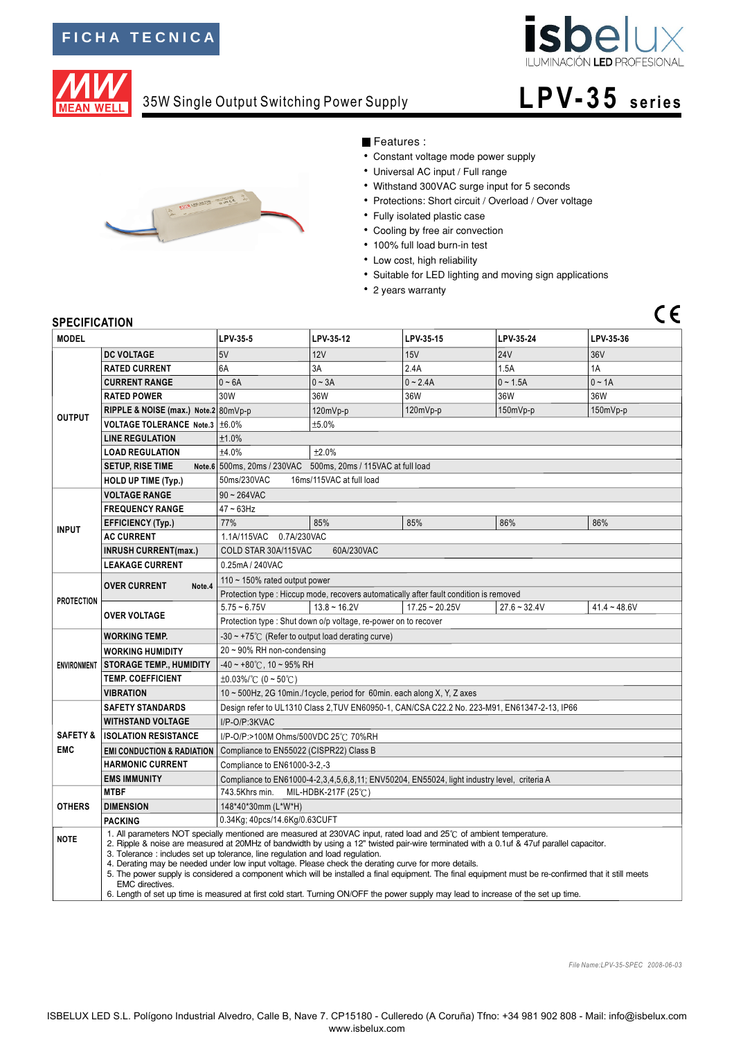FICHA TECNICA

# 35W Single Output Switching Power Supply

# LPV-35 series

## Features :

- Constant voltage mode power supply
- Universal AC input / Full range
- Withstand 300VAC surge input for 5 seconds
- Protections: Short circuit / Overload / Over voltage
- Fully isolated plastic case
- Cooling by free air convection
- 100% full load burn-in test
- Low cost, high reliability
- Suitable for LED lighting and moving sign applications
- 2 years warranty

## SPECIFICATION

| MODEL | | LPV-35-5 | LPV-35-12 | LPV-35-15 | LPV-35-24 | LPV-35-36 |
|---|---|---|---|---|---|---|
| OUTPUT | DC VOLTAGE | 5V | 12V | 15V | 24V | 36V |
| | RATED CURRENT | 6A | 3A | 2.4A | 1.5A | 1A |
| | CURRENT RANGE | 0 ~ 6A | 0 ~ 3A | 0 ~ 2.4A | 0 ~ 1.5A | 0 ~ 1A |
| | RATED POWER | 30W | 36W | 36W | 36W | 36W |
| | RIPPLE & NOISE (max.) Note.2 | 80mVp-p | 120mVp-p | 120mVp-p | 150mVp-p | 150mVp-p |
| | VOLTAGE TOLERANCE Note.3 | ±6.0% | ±5.0% | | | |
| | LINE REGULATION | ±1.0% | | | | |
| | LOAD REGULATION | ±4.0% | ±2.0% | | | |
| | SETUP, RISE TIME Note.6 | 500ms, 20ms / 230VAC 500ms, 20ms / 115VAC at full load | | | | |
| | HOLD UP TIME (Typ.) | 50ms/230VAC 16ms/115VAC at full load | | | | |
| INPUT | VOLTAGE RANGE | 90 ~ 264VAC | | | | |
| | FREQUENCY RANGE | 47 ~ 63Hz | | | | |
| | EFFICIENCY (Typ.) | 77% | 85% | 85% | 86% | 86% |
| | AC CURRENT | 1.1A/115VAC 0.7A/230VAC | | | | |
| | INRUSH CURRENT(max.) | COLD STAR 30A/115VAC 60A/230VAC | | | | |
| | LEAKAGE CURRENT | 0.25mA / 240VAC | | | | |
| PROTECTION | OVER CURRENT Note.4 | 110 ~ 150% rated output power | | | | |
| | | Protection type : Hiccup mode, recovers automatically after fault condition is removed | | | | |
| | OVER VOLTAGE | 5.75 ~ 6.75V | 13.8 ~ 16.2V | 17.25 ~ 20.25V | 27.6 ~ 32.4V | 41.4 ~ 48.6V |
| | | Protection type : Shut down o/p voltage, re-power on to recover | | | | |
| ENVIRONMENT | WORKING TEMP. | -30 ~ +75℃ (Refer to output load derating curve) | | | | |
| | WORKING HUMIDITY | 20 ~ 90% RH non-condensing | | | | |
| | STORAGE TEMP., HUMIDITY | -40 ~ +80℃, 10 ~ 95% RH | | | | |
| | TEMP. COEFFICIENT | ±0.03%/℃ (0 ~ 50℃) | | | | |
| | VIBRATION | 10 ~ 500Hz, 2G 10min./1cycle, period for 60min. each along X, Y, Z axes | | | | |
| SAFETY & EMC | SAFETY STANDARDS | Design refer to UL1310 Class 2,TUV EN60950-1, CAN/CSA C22.2 No. 223-M91, EN61347-2-13, IP66 | | | | |
| | WITHSTAND VOLTAGE | I/P-O/P:3KVAC | | | | |
| | ISOLATION RESISTANCE | I/P-O/P:>100M Ohms/500VDC 25℃ 70%RH | | | | |
| | EMI CONDUCTION & RADIATION | Compliance to EN55022 (CISPR22) Class B | | | | |
| | HARMONIC CURRENT | Compliance to EN61000-3-2,-3 | | | | |
| | EMS IMMUNITY | Compliance to EN61000-4-2,3,4,5,6,8,11; ENV50204, EN55024, light industry level, criteria A | | | | |
| OTHERS | MTBF | 743.5Khrs min. MIL-HDBK-217F (25℃) | | | | |
| | DIMENSION | 148*40*30mm (L*W*H) | | | | |
| | PACKING | 0.34Kg; 40pcs/14.6Kg/0.63CUFT | | | | |

**NOTE**

1. All parameters NOT specially mentioned are measured at 230VAC input, rated load and 25℃ of ambient temperature.
2. Ripple & noise are measured at 20MHz of bandwidth by using a 12" twisted pair-wire terminated with a 0.1uf & 47uf parallel capacitor.
3. Tolerance : includes set up tolerance, line regulation and load regulation.
4. Derating may be needed under low input voltage. Please check the derating curve for more details.
5. The power supply is considered a component which will be installed a final equipment. The final equipment must be re-confirmed that it still meets EMC directives.
6. Length of set up time is measured at first cold start. Turning ON/OFF the power supply may lead to increase of the set up time.

File Name:LPV-35-SPEC 2008-06-03

ISBELUX LED S.L. Polígono Industrial Alvedro, Calle B, Nave 7. CP15180 - Culleredo (A Coruña) Tfno: +34 981 902 808 - Mail: info@isbelux.com
www.isbelux.com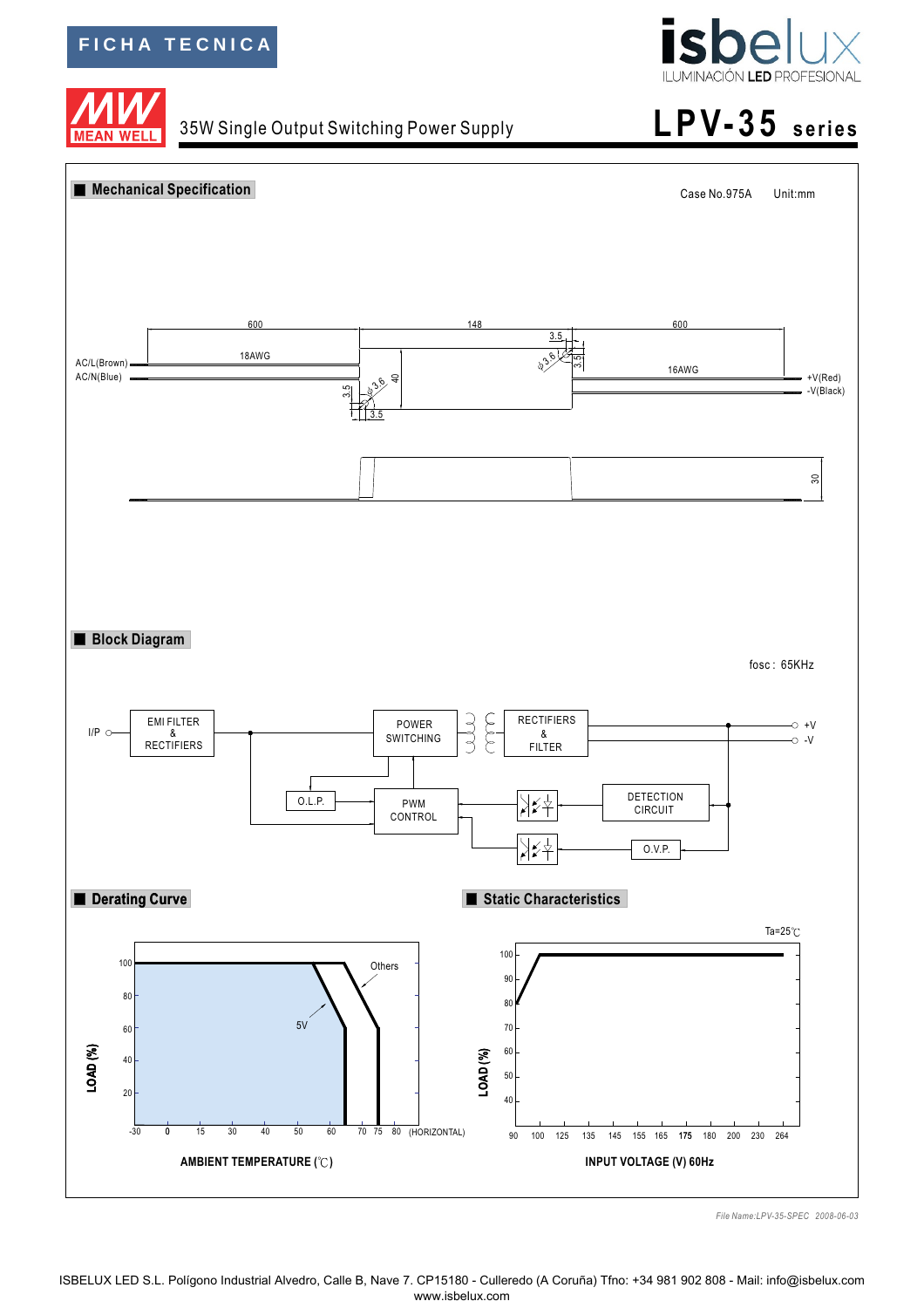FICHA TECNICA

35W Single Output Switching Power Supply

# LPV-35 series

## Mechanical Specification

Case No.975A    Unit:mm

600
148
600
3.5
18AWG
AC/L(Brown)
AC/N(Blue)
ϕ3.6
3.5
40
3.5
ϕ3.6
3.5
16AWG
+V(Red)
-V(Black)
30

## Block Diagram

fosc : 65KHz

I/P
EMI FILTER & RECTIFIERS
POWER SWITCHING
RECTIFIERS & FILTER
+V
-V
O.L.P.
PWM CONTROL
DETECTION CIRCUIT
O.V.P.

## Derating Curve

LOAD (%)
100
80
60
40
20
Others
5V
-30 0 15 30 40 50 60 70 75 80 (HORIZONTAL)
AMBIENT TEMPERATURE (℃)

## Static Characteristics

Ta=25℃
LOAD (%)
100
90
80
70
60
50
40
90 100 125 135 145 155 165 175 180 200 230 264
INPUT VOLTAGE (V) 60Hz

*File Name:LPV-35-SPEC 2008-06-03*

ISBELUX LED S.L. Polígono Industrial Alvedro, Calle B, Nave 7. CP15180 - Culleredo (A Coruña) Tfno: +34 981 902 808 - Mail: info@isbelux.com
www.isbelux.com